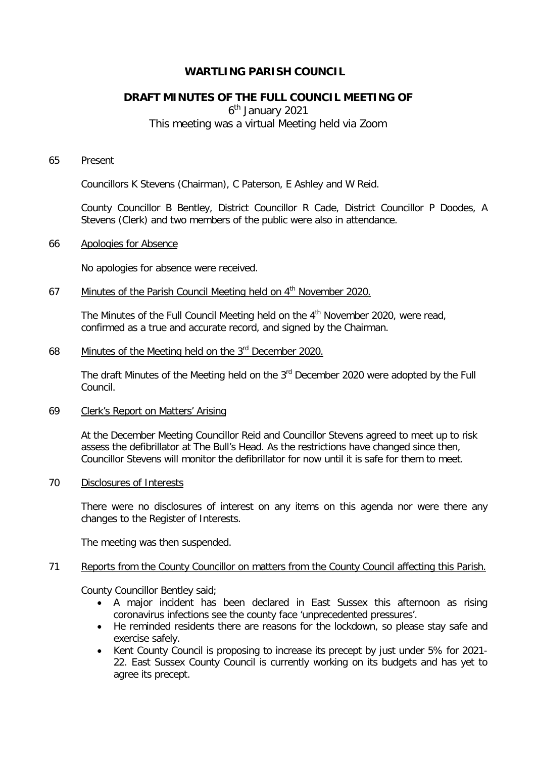# WARTLING PARISH COUNCIL

## DRAFT MINUTES OF THE FULL COUNCIL MEETING OF

6th January 2021

This meeting was a virtual Meeting held via Zoom

65 Present

Councillors K Stevens (Chairman), C Paterson, E Ashley and W Reid.

County Councillor B Bentley, District Councillor R Cade, District Councillor P Doodes, A Stevens (Clerk) and two members of the public were also in attendance.

66 Apologies for Absence

No apologies for absence were received.

67 Minutes of the Parish Council Meeting held on 4th November 2020.

The Minutes of the Full Council Meeting held on the 4th November 2020, were read, confirmed as a true and accurate record, and signed by the Chairman.

68 Minutes of the Meeting held on the 3rd December 2020.

The draft Minutes of the Meeting held on the 3rd December 2020 were adopted by the Full Council.

69 Clerk's Report on Matters' Arising

At the December Meeting Councillor Reid and Councillor Stevens agreed to meet up to risk assess the defibrillator at The Bull's Head. As the restrictions have changed since then, Councillor Stevens will monitor the defibrillator for now until it is safe for them to meet.

70 Disclosures of Interests

There were no disclosures of interest on any items on this agenda nor were there any changes to the Register of Interests.

The meeting was then suspended.

71 Reports from the County Councillor on matters from the County Council affecting this Parish.

County Councillor Bentley said;

- A major incident has been declared in East Sussex this afternoon as rising coronavirus infections see the county face 'unprecedented pressures'.
- He reminded residents there are reasons for the lockdown, so please stay safe and exercise safely.
- Kent County Council is proposing to increase its precept by just under 5% for 2021-22. East Sussex County Council is currently working on its budgets and has yet to agree its precept.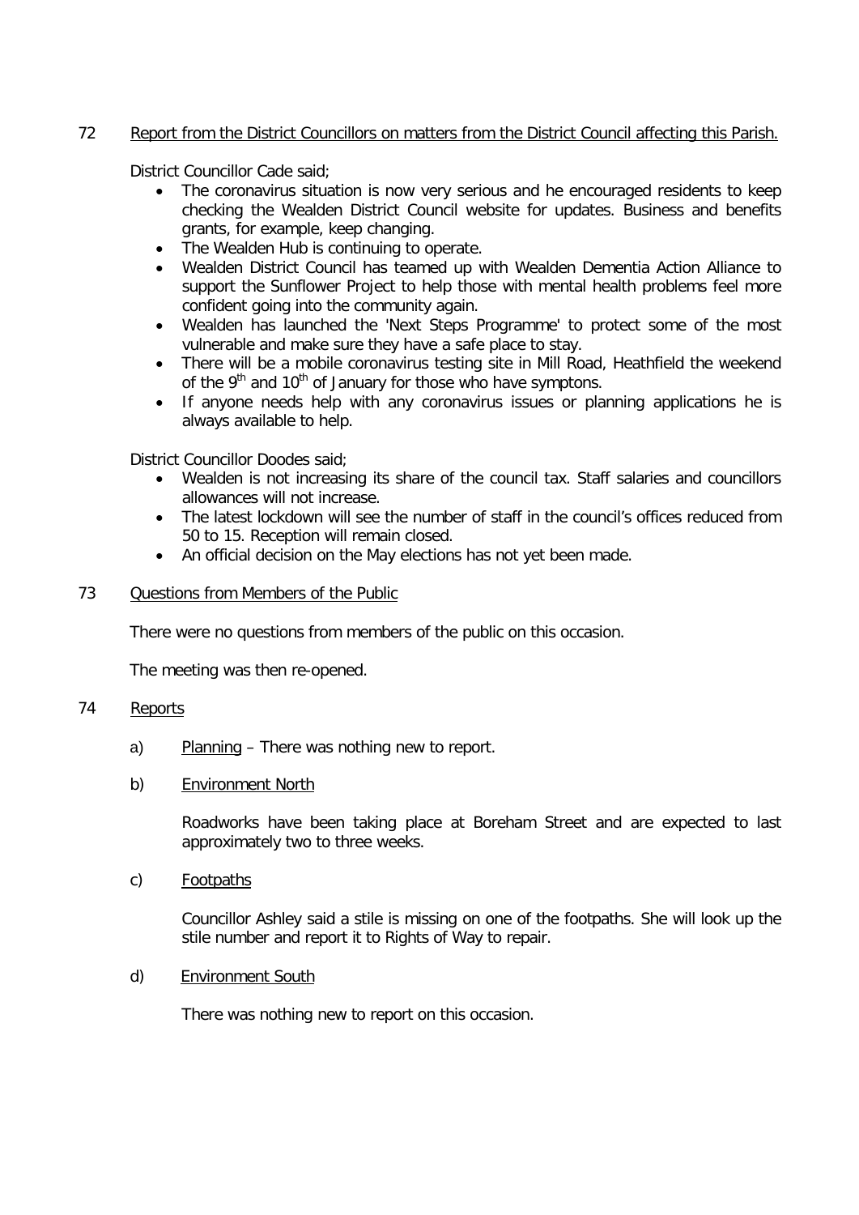72 Report from the District Councillors on matters from the District Council affecting this Parish.

District Councillor Cade said;

- The coronavirus situation is now very serious and he encouraged residents to keep checking the Wealden District Council website for updates. Business and benefits grants, for example, keep changing.
- The Wealden Hub is continuing to operate.
- Wealden District Council has teamed up with Wealden Dementia Action Alliance to support the Sunflower Project to help those with mental health problems feel more confident going into the community again.
- Wealden has launched the 'Next Steps Programme' to protect some of the most vulnerable and make sure they have a safe place to stay.
- There will be a mobile coronavirus testing site in Mill Road, Heathfield the weekend of the 9th and 10th of January for those who have symptons.
- If anyone needs help with any coronavirus issues or planning applications he is always available to help.

District Councillor Doodes said;

- Wealden is not increasing its share of the council tax. Staff salaries and councillors allowances will not increase.
- The latest lockdown will see the number of staff in the council's offices reduced from 50 to 15. Reception will remain closed.
- An official decision on the May elections has not yet been made.

73 Questions from Members of the Public

There were no questions from members of the public on this occasion.

The meeting was then re-opened.

74 Reports

a) Planning – There was nothing new to report.

b) Environment North

Roadworks have been taking place at Boreham Street and are expected to last approximately two to three weeks.

c) Footpaths

Councillor Ashley said a stile is missing on one of the footpaths. She will look up the stile number and report it to Rights of Way to repair.

d) Environment South

There was nothing new to report on this occasion.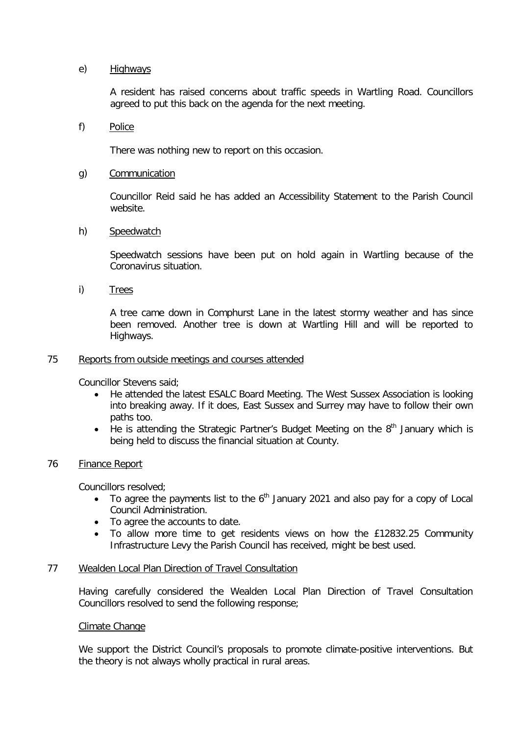e) Highways

A resident has raised concerns about traffic speeds in Wartling Road. Councillors agreed to put this back on the agenda for the next meeting.

f) Police

There was nothing new to report on this occasion.

g) Communication

Councillor Reid said he has added an Accessibility Statement to the Parish Council website.

h) Speedwatch

Speedwatch sessions have been put on hold again in Wartling because of the Coronavirus situation.

i) Trees

A tree came down in Comphurst Lane in the latest stormy weather and has since been removed. Another tree is down at Wartling Hill and will be reported to Highways.

75 Reports from outside meetings and courses attended

Councillor Stevens said;

- He attended the latest ESALC Board Meeting. The West Sussex Association is looking into breaking away. If it does, East Sussex and Surrey may have to follow their own paths too.
- He is attending the Strategic Partner's Budget Meeting on the 8th January which is being held to discuss the financial situation at County.

76 Finance Report

Councillors resolved;

- To agree the payments list to the 6th January 2021 and also pay for a copy of Local Council Administration.
- To agree the accounts to date.
- To allow more time to get residents views on how the £12832.25 Community Infrastructure Levy the Parish Council has received, might be best used.

77 Wealden Local Plan Direction of Travel Consultation

Having carefully considered the Wealden Local Plan Direction of Travel Consultation Councillors resolved to send the following response;

Climate Change

We support the District Council's proposals to promote climate-positive interventions. But the theory is not always wholly practical in rural areas.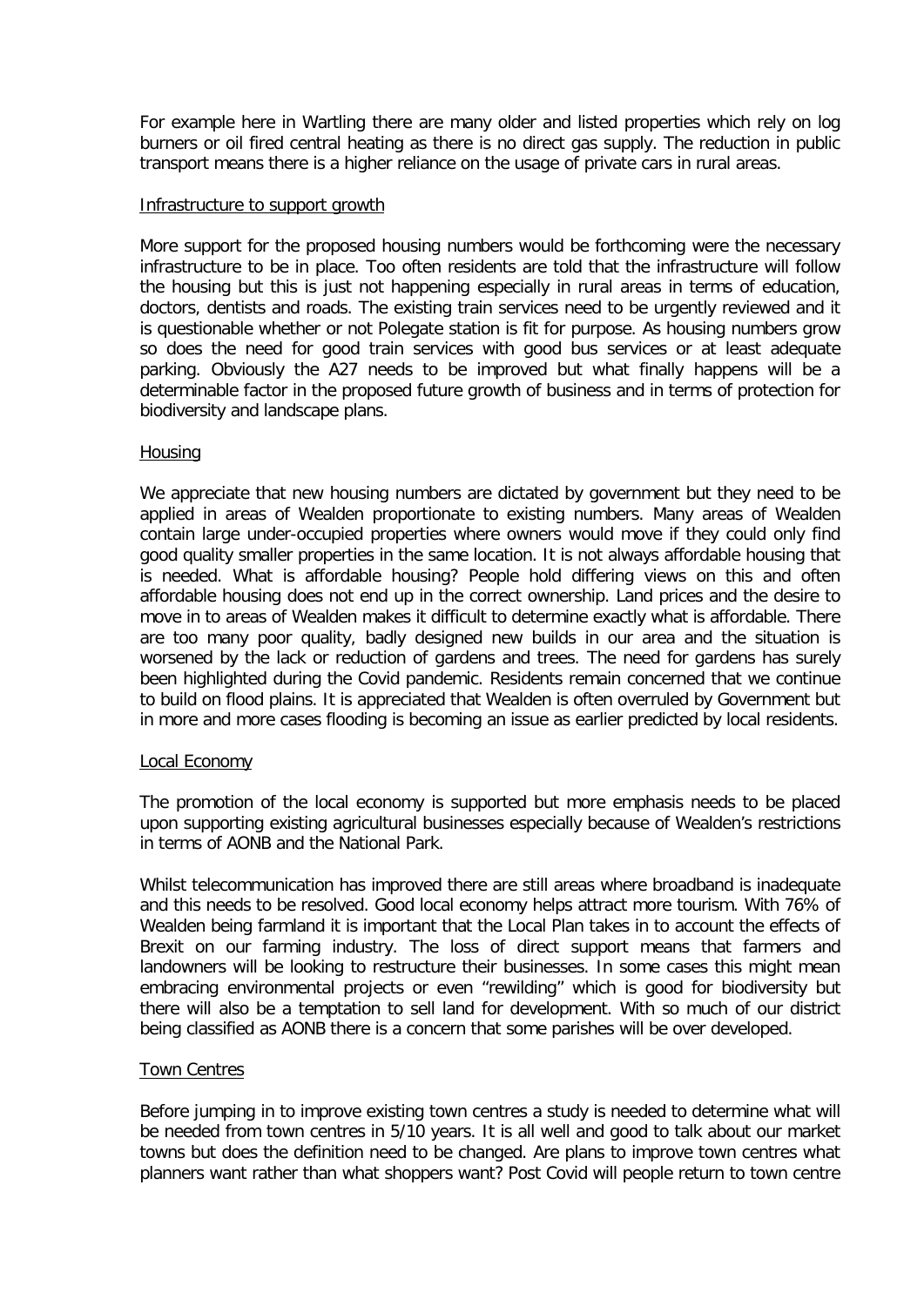For example here in Wartling there are many older and listed properties which rely on log burners or oil fired central heating as there is no direct gas supply. The reduction in public transport means there is a higher reliance on the usage of private cars in rural areas.

Infrastructure to support growth

More support for the proposed housing numbers would be forthcoming were the necessary infrastructure to be in place. Too often residents are told that the infrastructure will follow the housing but this is just not happening especially in rural areas in terms of education, doctors, dentists and roads. The existing train services need to be urgently reviewed and it is questionable whether or not Polegate station is fit for purpose. As housing numbers grow so does the need for good train services with good bus services or at least adequate parking. Obviously the A27 needs to be improved but what finally happens will be a determinable factor in the proposed future growth of business and in terms of protection for biodiversity and landscape plans.

Housing

We appreciate that new housing numbers are dictated by government but they need to be applied in areas of Wealden proportionate to existing numbers. Many areas of Wealden contain large under-occupied properties where owners would move if they could only find good quality smaller properties in the same location. It is not always affordable housing that is needed. What is affordable housing? People hold differing views on this and often affordable housing does not end up in the correct ownership. Land prices and the desire to move in to areas of Wealden makes it difficult to determine exactly what is affordable. There are too many poor quality, badly designed new builds in our area and the situation is worsened by the lack or reduction of gardens and trees. The need for gardens has surely been highlighted during the Covid pandemic. Residents remain concerned that we continue to build on flood plains. It is appreciated that Wealden is often overruled by Government but in more and more cases flooding is becoming an issue as earlier predicted by local residents.

Local Economy

The promotion of the local economy is supported but more emphasis needs to be placed upon supporting existing agricultural businesses especially because of Wealden's restrictions in terms of AONB and the National Park.

Whilst telecommunication has improved there are still areas where broadband is inadequate and this needs to be resolved. Good local economy helps attract more tourism. With 76% of Wealden being farmland it is important that the Local Plan takes in to account the effects of Brexit on our farming industry. The loss of direct support means that farmers and landowners will be looking to restructure their businesses. In some cases this might mean embracing environmental projects or even "rewilding" which is good for biodiversity but there will also be a temptation to sell land for development. With so much of our district being classified as AONB there is a concern that some parishes will be over developed.

Town Centres

Before jumping in to improve existing town centres a study is needed to determine what will be needed from town centres in 5/10 years. It is all well and good to talk about our market towns but does the definition need to be changed. Are plans to improve town centres what planners want rather than what shoppers want? Post Covid will people return to town centre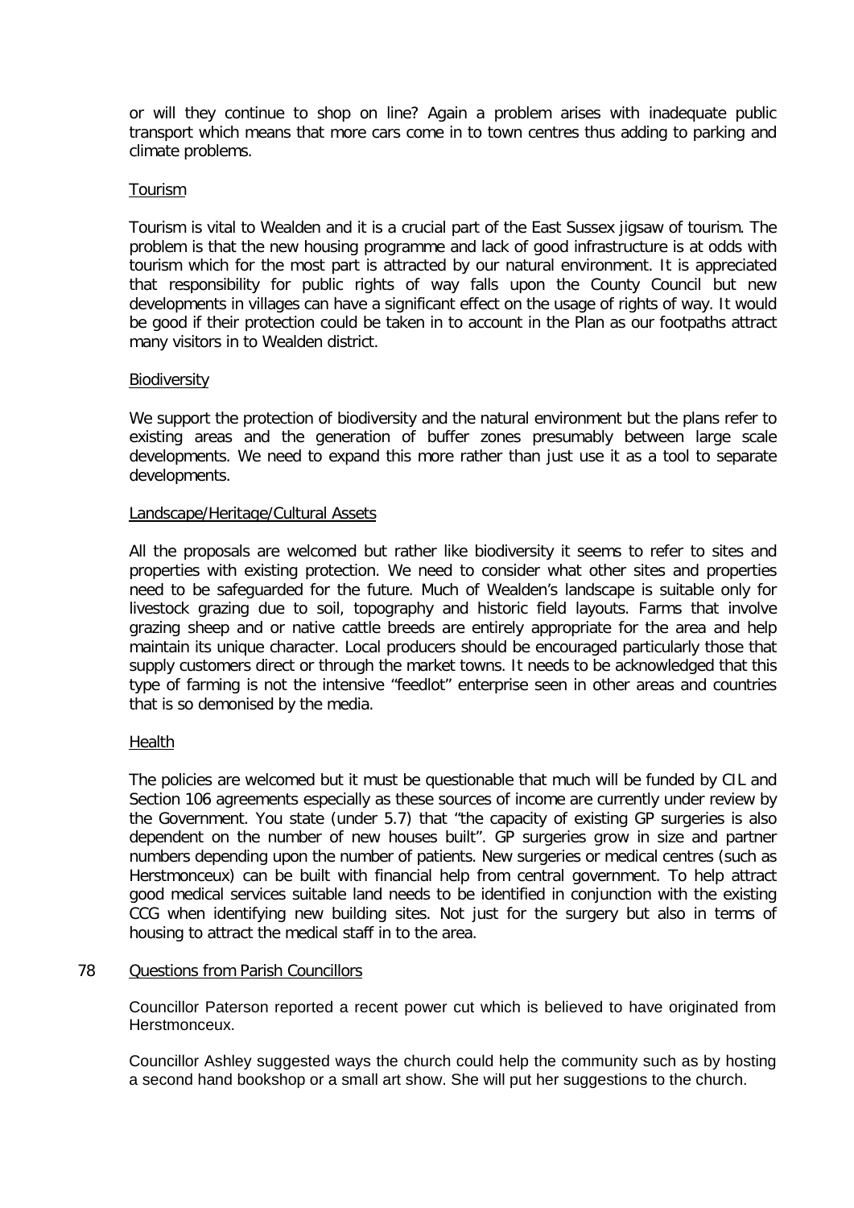or will they continue to shop on line? Again a problem arises with inadequate public transport which means that more cars come in to town centres thus adding to parking and climate problems.

Tourism

Tourism is vital to Wealden and it is a crucial part of the East Sussex jigsaw of tourism. The problem is that the new housing programme and lack of good infrastructure is at odds with tourism which for the most part is attracted by our natural environment. It is appreciated that responsibility for public rights of way falls upon the County Council but new developments in villages can have a significant effect on the usage of rights of way. It would be good if their protection could be taken in to account in the Plan as our footpaths attract many visitors in to Wealden district.

Biodiversity

We support the protection of biodiversity and the natural environment but the plans refer to existing areas and the generation of buffer zones presumably between large scale developments. We need to expand this more rather than just use it as a tool to separate developments.

Landscape/Heritage/Cultural Assets

All the proposals are welcomed but rather like biodiversity it seems to refer to sites and properties with existing protection. We need to consider what other sites and properties need to be safeguarded for the future. Much of Wealden's landscape is suitable only for livestock grazing due to soil, topography and historic field layouts. Farms that involve grazing sheep and or native cattle breeds are entirely appropriate for the area and help maintain its unique character. Local producers should be encouraged particularly those that supply customers direct or through the market towns. It needs to be acknowledged that this type of farming is not the intensive "feedlot" enterprise seen in other areas and countries that is so demonised by the media.

Health

The policies are welcomed but it must be questionable that much will be funded by CIL and Section 106 agreements especially as these sources of income are currently under review by the Government. You state (under 5.7) that "the capacity of existing GP surgeries is also dependent on the number of new houses built". GP surgeries grow in size and partner numbers depending upon the number of patients. New surgeries or medical centres (such as Herstmonceux) can be built with financial help from central government. To help attract good medical services suitable land needs to be identified in conjunction with the existing CCG when identifying new building sites. Not just for the surgery but also in terms of housing to attract the medical staff in to the area.

78 Questions from Parish Councillors

Councillor Paterson reported a recent power cut which is believed to have originated from Herstmonceux.

Councillor Ashley suggested ways the church could help the community such as by hosting a second hand bookshop or a small art show. She will put her suggestions to the church.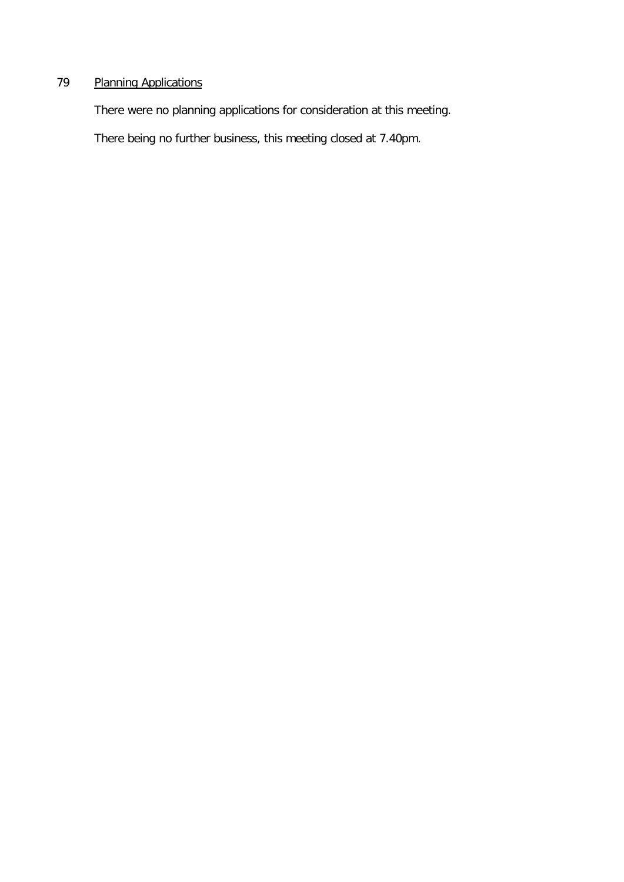## 79 Planning Applications

There were no planning applications for consideration at this meeting.

There being no further business, this meeting closed at 7.40pm.